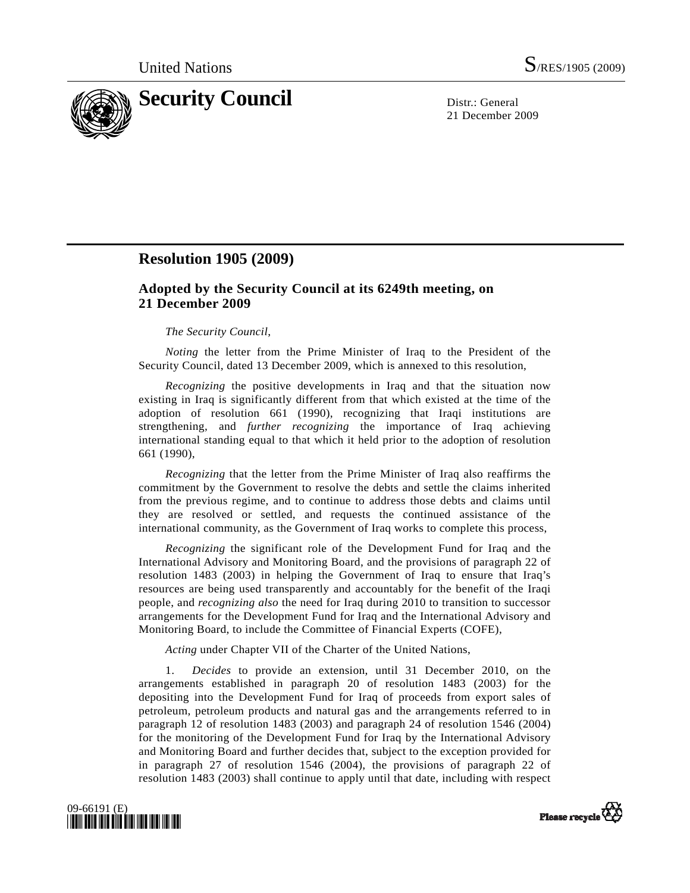United Nations S/RES/1905 (2009)

# Security Council

Distr.: General
21 December 2009

## Resolution 1905 (2009)

### Adopted by the Security Council at its 6249th meeting, on 21 December 2009

*The Security Council*,

*Noting* the letter from the Prime Minister of Iraq to the President of the Security Council, dated 13 December 2009, which is annexed to this resolution,

*Recognizing* the positive developments in Iraq and that the situation now existing in Iraq is significantly different from that which existed at the time of the adoption of resolution 661 (1990), recognizing that Iraqi institutions are strengthening, and *further recognizing* the importance of Iraq achieving international standing equal to that which it held prior to the adoption of resolution 661 (1990),

*Recognizing* that the letter from the Prime Minister of Iraq also reaffirms the commitment by the Government to resolve the debts and settle the claims inherited from the previous regime, and to continue to address those debts and claims until they are resolved or settled, and requests the continued assistance of the international community, as the Government of Iraq works to complete this process,

*Recognizing* the significant role of the Development Fund for Iraq and the International Advisory and Monitoring Board, and the provisions of paragraph 22 of resolution 1483 (2003) in helping the Government of Iraq to ensure that Iraq's resources are being used transparently and accountably for the benefit of the Iraqi people, and *recognizing also* the need for Iraq during 2010 to transition to successor arrangements for the Development Fund for Iraq and the International Advisory and Monitoring Board, to include the Committee of Financial Experts (COFE),

*Acting* under Chapter VII of the Charter of the United Nations,

1. *Decides* to provide an extension, until 31 December 2010, on the arrangements established in paragraph 20 of resolution 1483 (2003) for the depositing into the Development Fund for Iraq of proceeds from export sales of petroleum, petroleum products and natural gas and the arrangements referred to in paragraph 12 of resolution 1483 (2003) and paragraph 24 of resolution 1546 (2004) for the monitoring of the Development Fund for Iraq by the International Advisory and Monitoring Board and further decides that, subject to the exception provided for in paragraph 27 of resolution 1546 (2004), the provisions of paragraph 22 of resolution 1483 (2003) shall continue to apply until that date, including with respect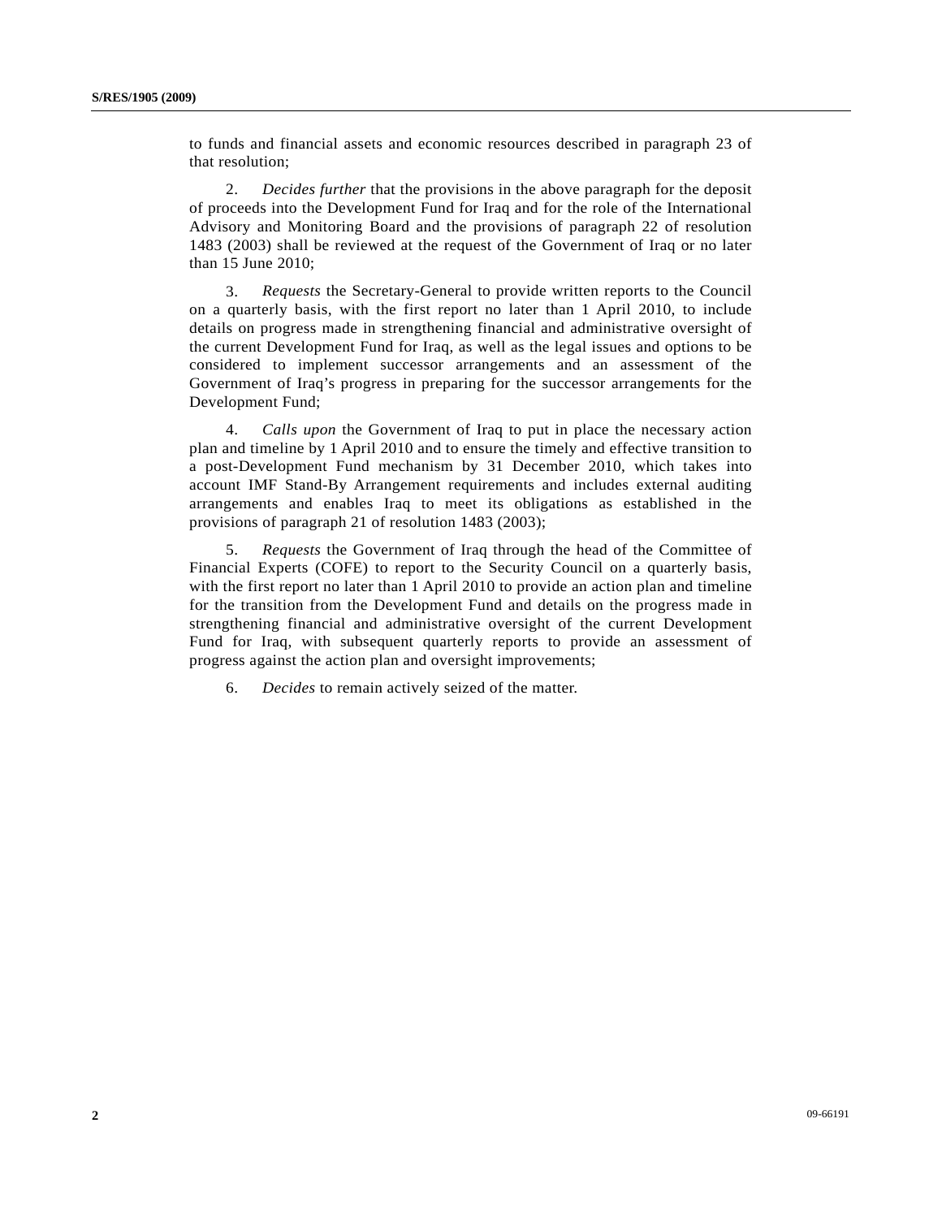to funds and financial assets and economic resources described in paragraph 23 of that resolution;

2. *Decides further* that the provisions in the above paragraph for the deposit of proceeds into the Development Fund for Iraq and for the role of the International Advisory and Monitoring Board and the provisions of paragraph 22 of resolution 1483 (2003) shall be reviewed at the request of the Government of Iraq or no later than 15 June 2010;

3. *Requests* the Secretary-General to provide written reports to the Council on a quarterly basis, with the first report no later than 1 April 2010, to include details on progress made in strengthening financial and administrative oversight of the current Development Fund for Iraq, as well as the legal issues and options to be considered to implement successor arrangements and an assessment of the Government of Iraq's progress in preparing for the successor arrangements for the Development Fund;

4. *Calls upon* the Government of Iraq to put in place the necessary action plan and timeline by 1 April 2010 and to ensure the timely and effective transition to a post-Development Fund mechanism by 31 December 2010, which takes into account IMF Stand-By Arrangement requirements and includes external auditing arrangements and enables Iraq to meet its obligations as established in the provisions of paragraph 21 of resolution 1483 (2003);

5. *Requests* the Government of Iraq through the head of the Committee of Financial Experts (COFE) to report to the Security Council on a quarterly basis, with the first report no later than 1 April 2010 to provide an action plan and timeline for the transition from the Development Fund and details on the progress made in strengthening financial and administrative oversight of the current Development Fund for Iraq, with subsequent quarterly reports to provide an assessment of progress against the action plan and oversight improvements;

6. *Decides* to remain actively seized of the matter.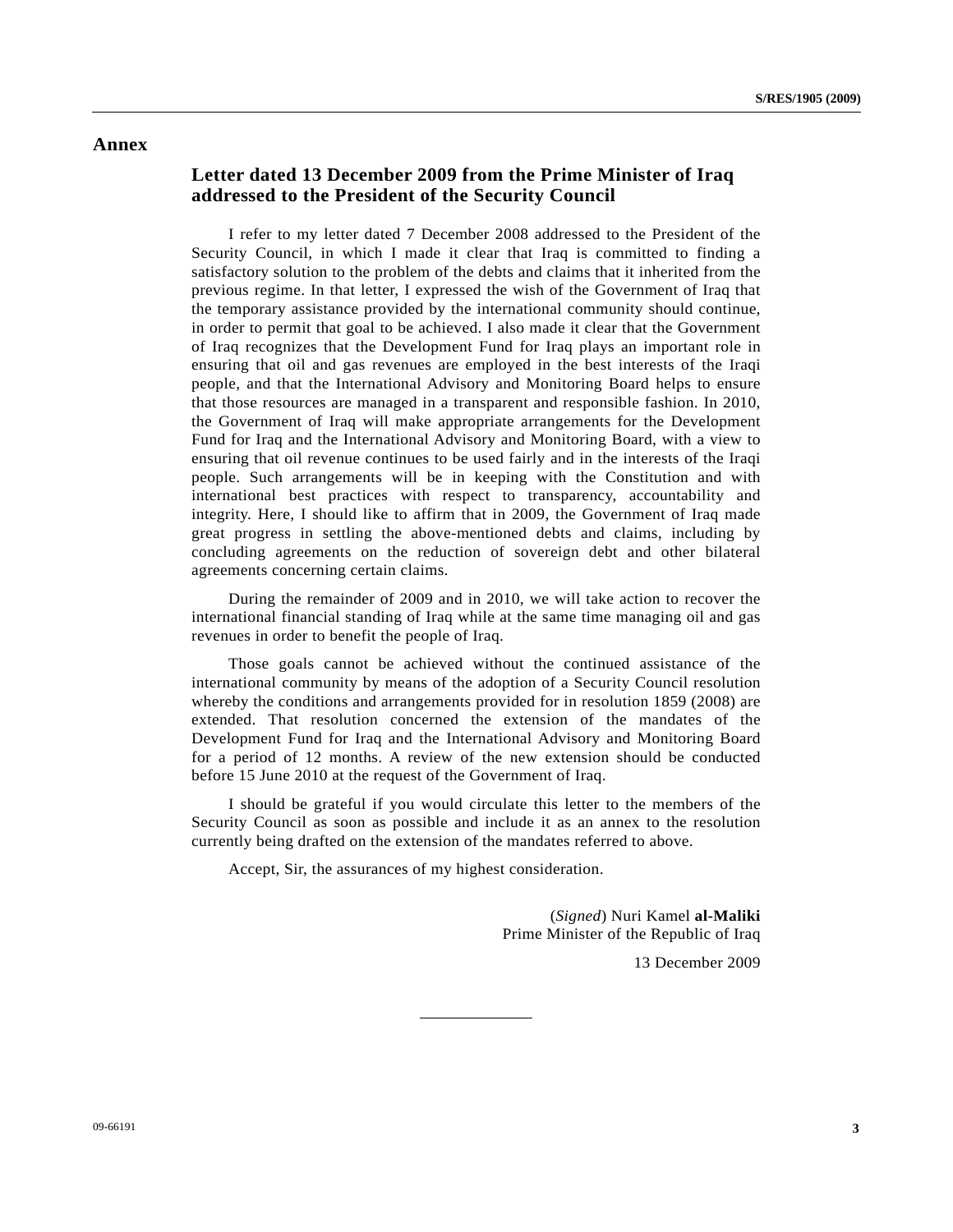# Annex

## Letter dated 13 December 2009 from the Prime Minister of Iraq addressed to the President of the Security Council

I refer to my letter dated 7 December 2008 addressed to the President of the Security Council, in which I made it clear that Iraq is committed to finding a satisfactory solution to the problem of the debts and claims that it inherited from the previous regime. In that letter, I expressed the wish of the Government of Iraq that the temporary assistance provided by the international community should continue, in order to permit that goal to be achieved. I also made it clear that the Government of Iraq recognizes that the Development Fund for Iraq plays an important role in ensuring that oil and gas revenues are employed in the best interests of the Iraqi people, and that the International Advisory and Monitoring Board helps to ensure that those resources are managed in a transparent and responsible fashion. In 2010, the Government of Iraq will make appropriate arrangements for the Development Fund for Iraq and the International Advisory and Monitoring Board, with a view to ensuring that oil revenue continues to be used fairly and in the interests of the Iraqi people. Such arrangements will be in keeping with the Constitution and with international best practices with respect to transparency, accountability and integrity. Here, I should like to affirm that in 2009, the Government of Iraq made great progress in settling the above-mentioned debts and claims, including by concluding agreements on the reduction of sovereign debt and other bilateral agreements concerning certain claims.

During the remainder of 2009 and in 2010, we will take action to recover the international financial standing of Iraq while at the same time managing oil and gas revenues in order to benefit the people of Iraq.

Those goals cannot be achieved without the continued assistance of the international community by means of the adoption of a Security Council resolution whereby the conditions and arrangements provided for in resolution 1859 (2008) are extended. That resolution concerned the extension of the mandates of the Development Fund for Iraq and the International Advisory and Monitoring Board for a period of 12 months. A review of the new extension should be conducted before 15 June 2010 at the request of the Government of Iraq.

I should be grateful if you would circulate this letter to the members of the Security Council as soon as possible and include it as an annex to the resolution currently being drafted on the extension of the mandates referred to above.

Accept, Sir, the assurances of my highest consideration.

(*Signed*) Nuri Kamel **al-Maliki**
Prime Minister of the Republic of Iraq

13 December 2009